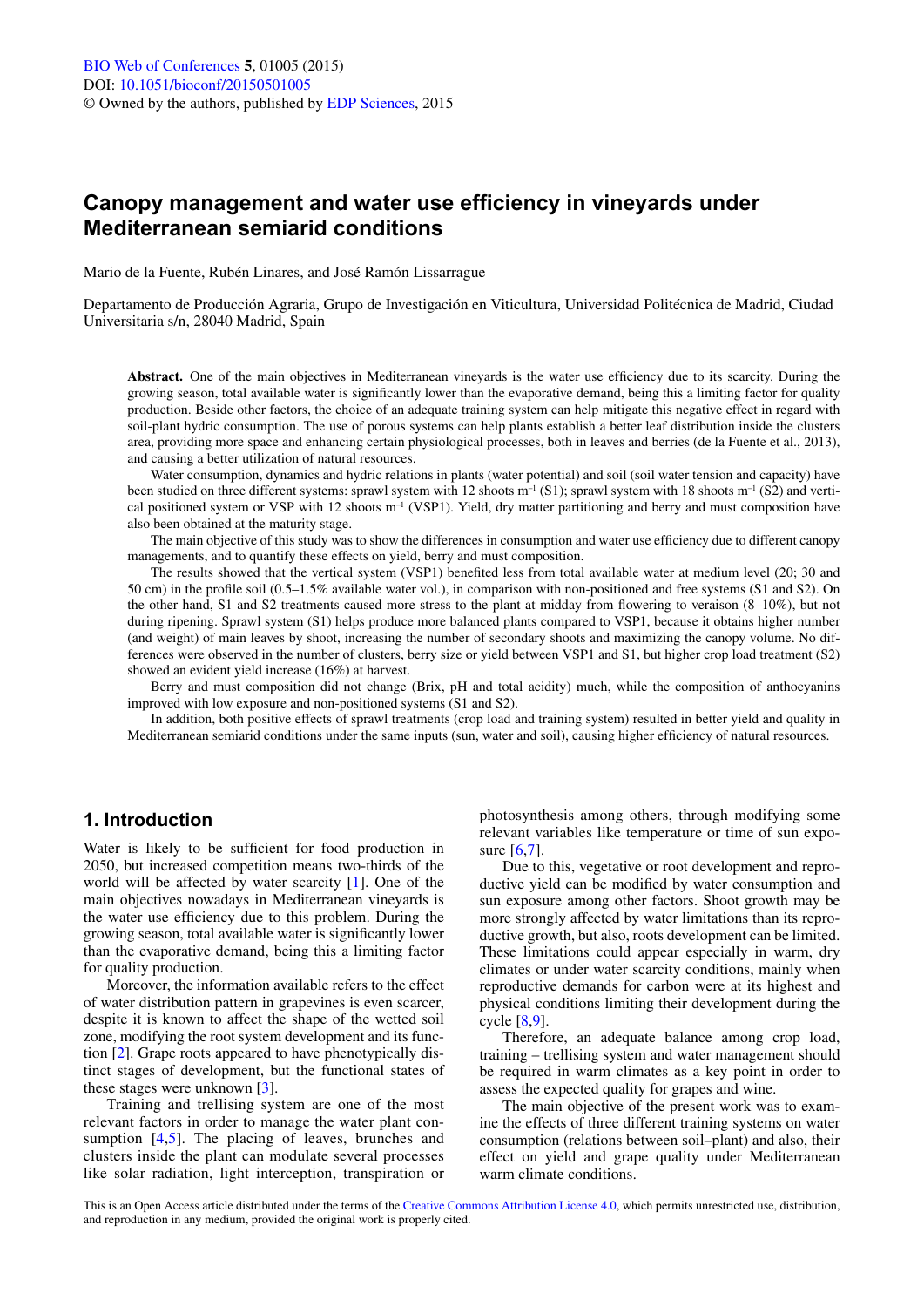# Canopy management and water use efficiency in vineyards under Mediterranean semiarid conditions

Mario de la Fuente, Rubén Linares, and José Ramón Lissarrague

Departamento de Producción Agraria, Grupo de Investigación en Viticultura, Universidad Politécnica de Madrid, Ciudad Universitaria s/n, 28040 Madrid, Spain

**Abstract.** One of the main objectives in Mediterranean vineyards is the water use efficiency due to its scarcity. During the growing season, total available water is significantly lower than the evaporative demand, being this a limiting factor for quality production. Beside other factors, the choice of an adequate training system can help mitigate this negative effect in regard with soil-plant hydric consumption. The use of porous systems can help plants establish a better leaf distribution inside the clusters area, providing more space and enhancing certain physiological processes, both in leaves and berries (de la Fuente et al., 2013), and causing a better utilization of natural resources.

Water consumption, dynamics and hydric relations in plants (water potential) and soil (soil water tension and capacity) have been studied on three different systems: sprawl system with 12 shoots $m^{-1}$ (S1); sprawl system with 18 shoots $m^{-1}$ (S2) and vertical positioned system or VSP with 12 shoots $m^{-1}$ (VSP1). Yield, dry matter partitioning and berry and must composition have also been obtained at the maturity stage.

The main objective of this study was to show the differences in consumption and water use efficiency due to different canopy managements, and to quantify these effects on yield, berry and must composition.

The results showed that the vertical system (VSP1) benefited less from total available water at medium level (20; 30 and 50 cm) in the profile soil (0.5–1.5% available water vol.), in comparison with non-positioned and free systems (S1 and S2). On the other hand, S1 and S2 treatments caused more stress to the plant at midday from flowering to veraison (8–10%), but not during ripening. Sprawl system (S1) helps produce more balanced plants compared to VSP1, because it obtains higher number (and weight) of main leaves by shoot, increasing the number of secondary shoots and maximizing the canopy volume. No differences were observed in the number of clusters, berry size or yield between VSP1 and S1, but higher crop load treatment (S2) showed an evident yield increase (16%) at harvest.

Berry and must composition did not change (Brix, pH and total acidity) much, while the composition of anthocyanins improved with low exposure and non-positioned systems (S1 and S2).

In addition, both positive effects of sprawl treatments (crop load and training system) resulted in better yield and quality in Mediterranean semiarid conditions under the same inputs (sun, water and soil), causing higher efficiency of natural resources.

## 1. Introduction

Water is likely to be sufficient for food production in 2050, but increased competition means two-thirds of the world will be affected by water scarcity [1]. One of the main objectives nowadays in Mediterranean vineyards is the water use efficiency due to this problem. During the growing season, total available water is significantly lower than the evaporative demand, being this a limiting factor for quality production.

Moreover, the information available refers to the effect of water distribution pattern in grapevines is even scarcer, despite it is known to affect the shape of the wetted soil zone, modifying the root system development and its function [2]. Grape roots appeared to have phenotypically distinct stages of development, but the functional states of these stages were unknown [3].

Training and trellising system are one of the most relevant factors in order to manage the water plant consumption [4,5]. The placing of leaves, brunches and clusters inside the plant can modulate several processes like solar radiation, light interception, transpiration or photosynthesis among others, through modifying some relevant variables like temperature or time of sun exposure [6,7].

Due to this, vegetative or root development and reproductive yield can be modified by water consumption and sun exposure among other factors. Shoot growth may be more strongly affected by water limitations than its reproductive growth, but also, roots development can be limited. These limitations could appear especially in warm, dry climates or under water scarcity conditions, mainly when reproductive demands for carbon were at its highest and physical conditions limiting their development during the cycle [8,9].

Therefore, an adequate balance among crop load, training – trellising system and water management should be required in warm climates as a key point in order to assess the expected quality for grapes and wine.

The main objective of the present work was to examine the effects of three different training systems on water consumption (relations between soil–plant) and also, their effect on yield and grape quality under Mediterranean warm climate conditions.

This is an Open Access article distributed under the terms of the Creative Commons Attribution License 4.0, which permits unrestricted use, distribution, and reproduction in any medium, provided the original work is properly cited.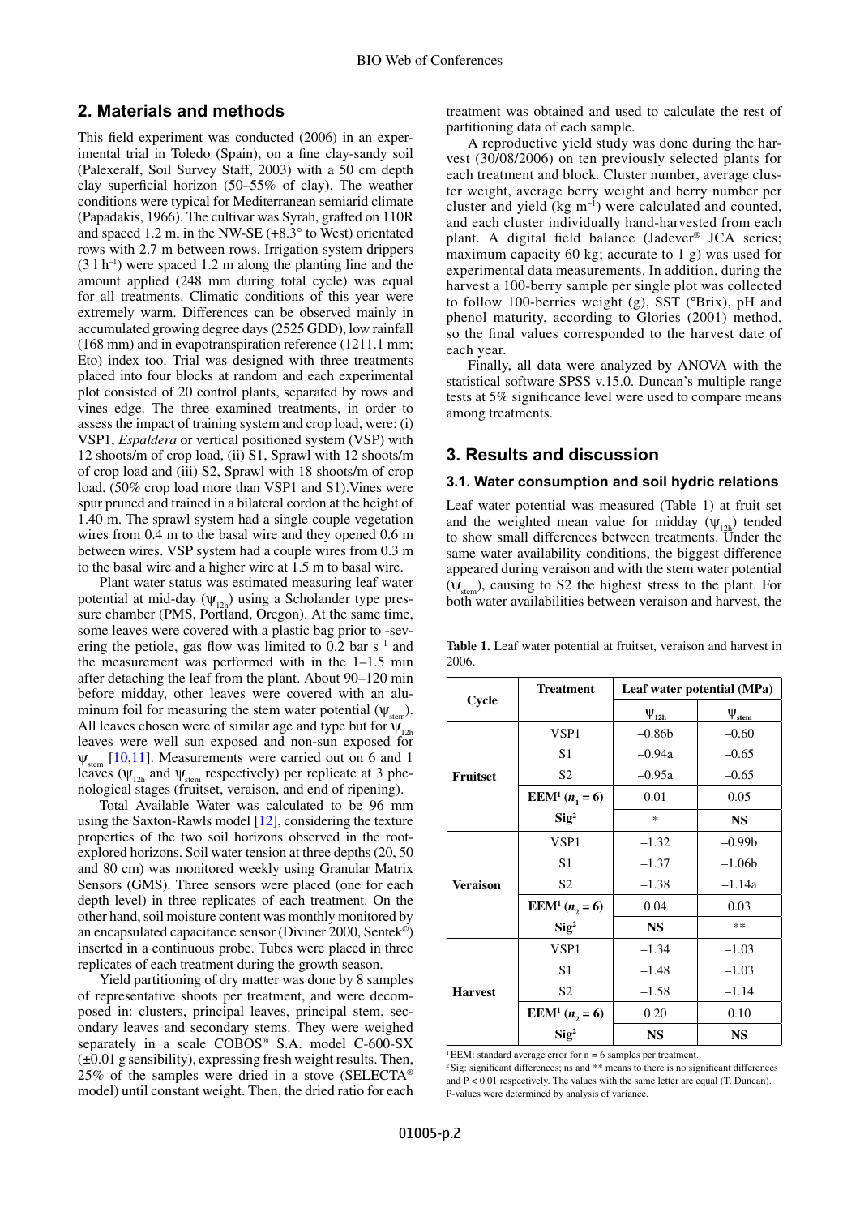## 2. Materials and methods

This field experiment was conducted (2006) in an experimental trial in Toledo (Spain), on a fine clay-sandy soil (Palexeralf, Soil Survey Staff, 2003) with a 50 cm depth clay superficial horizon (50–55% of clay). The weather conditions were typical for Mediterranean semiarid climate (Papadakis, 1966). The cultivar was Syrah, grafted on 110R and spaced 1.2 m, in the NW-SE (+8.3° to West) orientated rows with 2.7 m between rows. Irrigation system drippers ($3\ \mathrm{l\ h^{-1}}$) were spaced 1.2 m along the planting line and the amount applied (248 mm during total cycle) was equal for all treatments. Climatic conditions of this year were extremely warm. Differences can be observed mainly in accumulated growing degree days (2525 GDD), low rainfall (168 mm) and in evapotranspiration reference (1211.1 mm; Eto) index too. Trial was designed with three treatments placed into four blocks at random and each experimental plot consisted of 20 control plants, separated by rows and vines edge. The three examined treatments, in order to assess the impact of training system and crop load, were: (i) VSP1, *Espaldera* or vertical positioned system (VSP) with 12 shoots/m of crop load, (ii) S1, Sprawl with 12 shoots/m of crop load and (iii) S2, Sprawl with 18 shoots/m of crop load. (50% crop load more than VSP1 and S1).Vines were spur pruned and trained in a bilateral cordon at the height of 1.40 m. The sprawl system had a single couple vegetation wires from 0.4 m to the basal wire and they opened 0.6 m between wires. VSP system had a couple wires from 0.3 m to the basal wire and a higher wire at 1.5 m to basal wire.

Plant water status was estimated measuring leaf water potential at mid-day ($\psi_{12h}$) using a Scholander type pressure chamber (PMS, Portland, Oregon). At the same time, some leaves were covered with a plastic bag prior to -severing the petiole, gas flow was limited to $0.2\ \mathrm{bar\ s^{-1}}$ and the measurement was performed with in the 1–1.5 min after detaching the leaf from the plant. About 90–120 min before midday, other leaves were covered with an aluminum foil for measuring the stem water potential ($\psi_{stem}$). All leaves chosen were of similar age and type but for $\psi_{12h}$ leaves were well sun exposed and non-sun exposed for $\psi_{stem}$ [10,11]. Measurements were carried out on 6 and 1 leaves ($\psi_{12h}$ and $\psi_{stem}$ respectively) per replicate at 3 phenological stages (fruitset, veraison, and end of ripening).

Total Available Water was calculated to be 96 mm using the Saxton-Rawls model [12], considering the texture properties of the two soil horizons observed in the root-explored horizons. Soil water tension at three depths (20, 50 and 80 cm) was monitored weekly using Granular Matrix Sensors (GMS). Three sensors were placed (one for each depth level) in three replicates of each treatment. On the other hand, soil moisture content was monthly monitored by an encapsulated capacitance sensor (Diviner 2000, Sentek©) inserted in a continuous probe. Tubes were placed in three replicates of each treatment during the growth season.

Yield partitioning of dry matter was done by 8 samples of representative shoots per treatment, and were decomposed in: clusters, principal leaves, principal stem, secondary leaves and secondary stems. They were weighed separately in a scale COBOS® S.A. model C-600-SX (±0.01 g sensibility), expressing fresh weight results. Then, 25% of the samples were dried in a stove (SELECTA® model) until constant weight. Then, the dried ratio for each treatment was obtained and used to calculate the rest of partitioning data of each sample.

A reproductive yield study was done during the harvest (30/08/2006) on ten previously selected plants for each treatment and block. Cluster number, average cluster weight, average berry weight and berry number per cluster and yield ($\mathrm{kg\ m^{-1}}$) were calculated and counted, and each cluster individually hand-harvested from each plant. A digital field balance (Jadever® JCA series; maximum capacity 60 kg; accurate to 1 g) was used for experimental data measurements. In addition, during the harvest a 100-berry sample per single plot was collected to follow 100-berries weight (g), SST (ºBrix), pH and phenol maturity, according to Glories (2001) method, so the final values corresponded to the harvest date of each year.

Finally, all data were analyzed by ANOVA with the statistical software SPSS v.15.0. Duncan's multiple range tests at 5% significance level were used to compare means among treatments.

## 3. Results and discussion

### 3.1. Water consumption and soil hydric relations

Leaf water potential was measured (Table 1) at fruit set and the weighted mean value for midday ($\psi_{12h}$) tended to show small differences between treatments. Under the same water availability conditions, the biggest difference appeared during veraison and with the stem water potential ($\psi_{stem}$), causing to S2 the highest stress to the plant. For both water availabilities between veraison and harvest, the

**Table 1.** Leaf water potential at fruitset, veraison and harvest in 2006.

| Cycle | Treatment | Leaf water potential (MPa) | |
|---|---|---|---|
| | | $\psi_{12h}$ | $\psi_{stem}$ |
| Fruitset | VSP1 | –0.86b | –0.60 |
| | S1 | –0.94a | –0.65 |
| | S2 | –0.95a | –0.65 |
| | **EEM[1] ($n_1 = 6$)** | 0.01 | 0.05 |
| | **Sig[2]** | * | **NS** |
| Veraison | VSP1 | –1.32 | –0.99b |
| | S1 | –1.37 | –1.06b |
| | S2 | –1.38 | –1.14a |
| | **EEM[1] ($n_2 = 6$)** | 0.04 | 0.03 |
| | **Sig[2]** | **NS** | ** |
| Harvest | VSP1 | –1.34 | –1.03 |
| | S1 | –1.48 | –1.03 |
| | S2 | –1.58 | –1.14 |
| | **EEM[1] ($n_2 = 6$)** | 0.20 | 0.10 |
| | **Sig[2]** | **NS** | **NS** |

[1] EEM: standard average error for n = 6 samples per treatment.
[2] Sig: significant differences; ns and ** means to there is no significant differences and $P < 0.01$ respectively. The values with the same letter are equal (T. Duncan). P-values were determined by analysis of variance.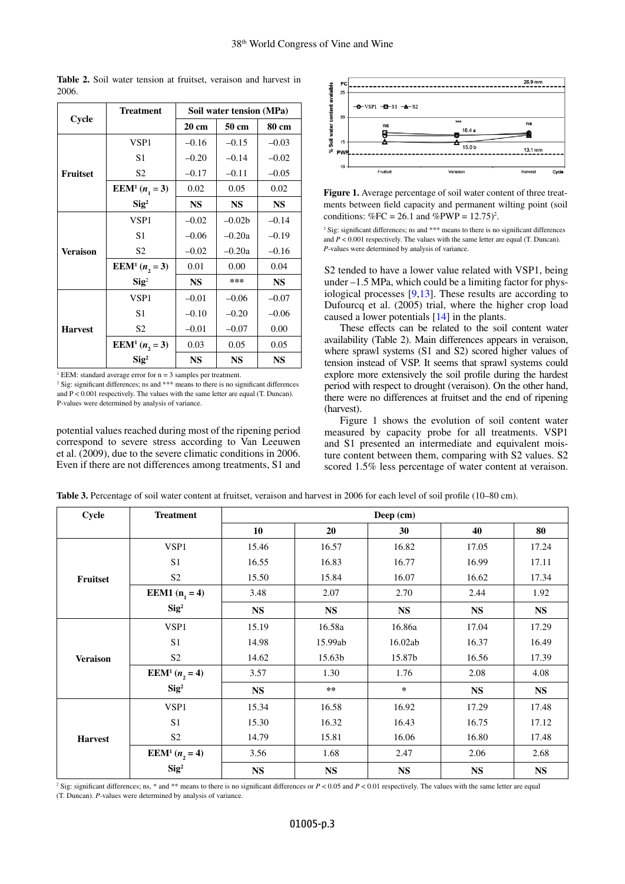**Table 2.** Soil water tension at fruitset, veraison and harvest in 2006.

| Cycle | Treatment | Soil water tension (MPa) | | |
|---|---|---|---|---|
| | | 20 cm | 50 cm | 80 cm |
| Fruitset | VSP1 | –0.16 | –0.15 | –0.03 |
| | S1 | –0.20 | –0.14 | –0.02 |
| | S2 | –0.17 | –0.11 | –0.05 |
| | **EEM[1] ($n_1 = 3$)** | 0.02 | 0.05 | 0.02 |
| | **Sig[2]** | **NS** | **NS** | **NS** |
| Veraison | VSP1 | –0.02 | –0.02b | –0.14 |
| | S1 | –0.06 | –0.20a | –0.19 |
| | S2 | –0.02 | –0.20a | –0.16 |
| | **EEM[1] ($n_2 = 3$)** | 0.01 | 0.00 | 0.04 |
| | **Sig[2]** | **NS** | *** | **NS** |
| Harvest | VSP1 | –0.01 | –0.06 | –0.07 |
| | S1 | –0.10 | –0.20 | –0.06 |
| | S2 | –0.01 | –0.07 | 0.00 |
| | **EEM[1] ($n_2 = 3$)** | 0.03 | 0.05 | 0.05 |
| | **Sig[2]** | **NS** | **NS** | **NS** |

[1] EEM: standard average error for n = 3 samples per treatment.
[2] Sig: significant differences; ns and *** means to there is no significant differences and P < 0.001 respectively. The values with the same letter are equal (T. Duncan). P-values were determined by analysis of variance.

potential values reached during most of the ripening period correspond to severe stress according to Van Leeuwen et al. (2009), due to the severe climatic conditions in 2006. Even if there are not differences among treatments, S1 and S2 tended to have a lower value related with VSP1, being under –1.5 MPa, which could be a limiting factor for physiological processes [9,13]. These results are according to Dufourcq et al. (2005) trial, where the higher crop load caused a lower potentials [14] in the plants.

These effects can be related to the soil content water availability (Table 2). Main differences appears in veraison, where sprawl systems (S1 and S2) scored higher values of tension instead of VSP. It seems that sprawl systems could explore more extensively the soil profile during the hardest period with respect to drought (veraison). On the other hand, there were no differences at fruitset and the end of ripening (harvest).

Figure 1 shows the evolution of soil content water measured by capacity probe for all treatments. VSP1 and S1 presented an intermediate and equivalent moisture content between them, comparing with S2 values. S2 scored 1.5% less percentage of water content at veraison.

**Figure 1.** Average percentage of soil water content of three treatments between field capacity and permanent wilting point (soil conditions: %FC = 26.1 and %PWP = 12.75)[2].

[2] Sig: significant differences; ns and *** means to there is no significant differences and $P < 0.001$ respectively. The values with the same letter are equal (T. Duncan). *P*-values were determined by analysis of variance.

**Table 3.** Percentage of soil water content at fruitset, veraison and harvest in 2006 for each level of soil profile (10–80 cm).

| Cycle | Treatment | Deep (cm) | | | | |
|---|---|---|---|---|---|---|
| | | 10 | 20 | 30 | 40 | 80 |
| Fruitset | VSP1 | 15.46 | 16.57 | 16.82 | 17.05 | 17.24 |
| | S1 | 16.55 | 16.83 | 16.77 | 16.99 | 17.11 |
| | S2 | 15.50 | 15.84 | 16.07 | 16.62 | 17.34 |
| | **EEM1 ($n_1 = 4$)** | 3.48 | 2.07 | 2.70 | 2.44 | 1.92 |
| | **Sig[2]** | **NS** | **NS** | **NS** | **NS** | **NS** |
| Veraison | VSP1 | 15.19 | 16.58a | 16.86a | 17.04 | 17.29 |
| | S1 | 14.98 | 15.99ab | 16.02ab | 16.37 | 16.49 |
| | S2 | 14.62 | 15.63b | 15.87b | 16.56 | 17.39 |
| | **EEM[1] ($n_2 = 4$)** | 3.57 | 1.30 | 1.76 | 2.08 | 4.08 |
| | **Sig[2]** | **NS** | ** | * | **NS** | **NS** |
| Harvest | VSP1 | 15.34 | 16.58 | 16.92 | 17.29 | 17.48 |
| | S1 | 15.30 | 16.32 | 16.43 | 16.75 | 17.12 |
| | S2 | 14.79 | 15.81 | 16.06 | 16.80 | 17.48 |
| | **EEM[1] ($n_2 = 4$)** | 3.56 | 1.68 | 2.47 | 2.06 | 2.68 |
| | **Sig[2]** | **NS** | **NS** | **NS** | **NS** | **NS** |

[2] Sig: significant differences; ns, * and ** means to there is no significant differences or $P < 0.05$ and $P < 0.01$ respectively. The values with the same letter are equal (T. Duncan). *P*-values were determined by analysis of variance.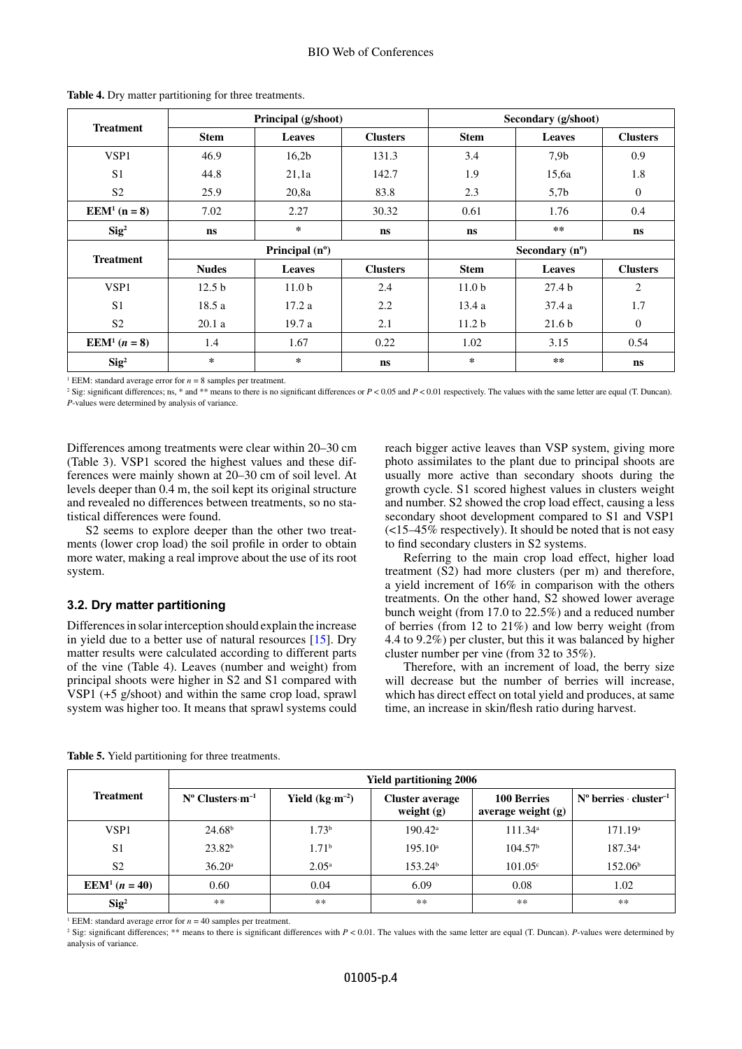**Table 4.** Dry matter partitioning for three treatments.

| Treatment | Principal (g/shoot) | | | Secondary (g/shoot) | | |
|---|---|---|---|---|---|---|
| | Stem | Leaves | Clusters | Stem | Leaves | Clusters |
| VSP1 | 46.9 | 16,2b | 131.3 | 3.4 | 7,9b | 0.9 |
| S1 | 44.8 | 21,1a | 142.7 | 1.9 | 15,6a | 1.8 |
| S2 | 25.9 | 20,8a | 83.8 | 2.3 | 5,7b | 0 |
| **EEM[1] (n = 8)** | 7.02 | 2.27 | 30.32 | 0.61 | 1.76 | 0.4 |
| **Sig[2]** | **ns** | * | **ns** | **ns** | ** | **ns** |
| **Treatment** | **Principal (nº)** | | | **Secondary (nº)** | | |
| | **Nudes** | **Leaves** | **Clusters** | **Stem** | **Leaves** | **Clusters** |
| VSP1 | 12.5 b | 11.0 b | 2.4 | 11.0 b | 27.4 b | 2 |
| S1 | 18.5 a | 17.2 a | 2.2 | 13.4 a | 37.4 a | 1.7 |
| S2 | 20.1 a | 19.7 a | 2.1 | 11.2 b | 21.6 b | 0 |
| **EEM[1] ($n = 8$)** | 1.4 | 1.67 | 0.22 | 1.02 | 3.15 | 0.54 |
| **Sig[2]** | * | * | **ns** | * | ** | **ns** |

[1] EEM: standard average error for $n = 8$ samples per treatment.
[2] Sig: significant differences; ns, * and ** means to there is no significant differences or $P < 0.05$ and $P < 0.01$ respectively. The values with the same letter are equal (T. Duncan). *P*-values were determined by analysis of variance.

Differences among treatments were clear within 20–30 cm (Table 3). VSP1 scored the highest values and these differences were mainly shown at 20–30 cm of soil level. At levels deeper than 0.4 m, the soil kept its original structure and revealed no differences between treatments, so no statistical differences were found.

S2 seems to explore deeper than the other two treatments (lower crop load) the soil profile in order to obtain more water, making a real improve about the use of its root system.

### 3.2. Dry matter partitioning

Differences in solar interception should explain the increase in yield due to a better use of natural resources [15]. Dry matter results were calculated according to different parts of the vine (Table 4). Leaves (number and weight) from principal shoots were higher in S2 and S1 compared with VSP1 (+5 g/shoot) and within the same crop load, sprawl system was higher too. It means that sprawl systems could reach bigger active leaves than VSP system, giving more photo assimilates to the plant due to principal shoots are usually more active than secondary shoots during the growth cycle. S1 scored highest values in clusters weight and number. S2 showed the crop load effect, causing a less secondary shoot development compared to S1 and VSP1 (<15–45% respectively). It should be noted that is not easy to find secondary clusters in S2 systems.

Referring to the main crop load effect, higher load treatment (S2) had more clusters (per m) and therefore, a yield increment of 16% in comparison with the others treatments. On the other hand, S2 showed lower average bunch weight (from 17.0 to 22.5%) and a reduced number of berries (from 12 to 21%) and low berry weight (from 4.4 to 9.2%) per cluster, but this it was balanced by higher cluster number per vine (from 32 to 35%).

Therefore, with an increment of load, the berry size will decrease but the number of berries will increase, which has direct effect on total yield and produces, at same time, an increase in skin/flesh ratio during harvest.

**Table 5.** Yield partitioning for three treatments.

| Treatment | Yield partitioning 2006 | | | | |
|---|---|---|---|---|---|
| | Nº Clusters·m$^{-1}$ | Yield (kg·m$^{-2}$) | Cluster average weight (g) | 100 Berries average weight (g) | Nº berries · cluster$^{-1}$ |
| VSP1 | 24.68$^{b}$ | 1.73$^{b}$ | 190.42$^{a}$ | 111.34$^{a}$ | 171.19$^{a}$ |
| S1 | 23.82$^{b}$ | 1.71$^{b}$ | 195.10$^{a}$ | 104.57$^{b}$ | 187.34$^{a}$ |
| S2 | 36.20$^{a}$ | 2.05$^{a}$ | 153.24$^{b}$ | 101.05$^{c}$ | 152.06$^{b}$ |
| **EEM[1] ($n = 40$)** | 0.60 | 0.04 | 6.09 | 0.08 | 1.02 |
| **Sig[2]** | ** | ** | ** | ** | ** |

[1] EEM: standard average error for $n = 40$ samples per treatment.
[2] Sig: significant differences; ** means to there is significant differences with $P < 0.01$. The values with the same letter are equal (T. Duncan). *P*-values were determined by analysis of variance.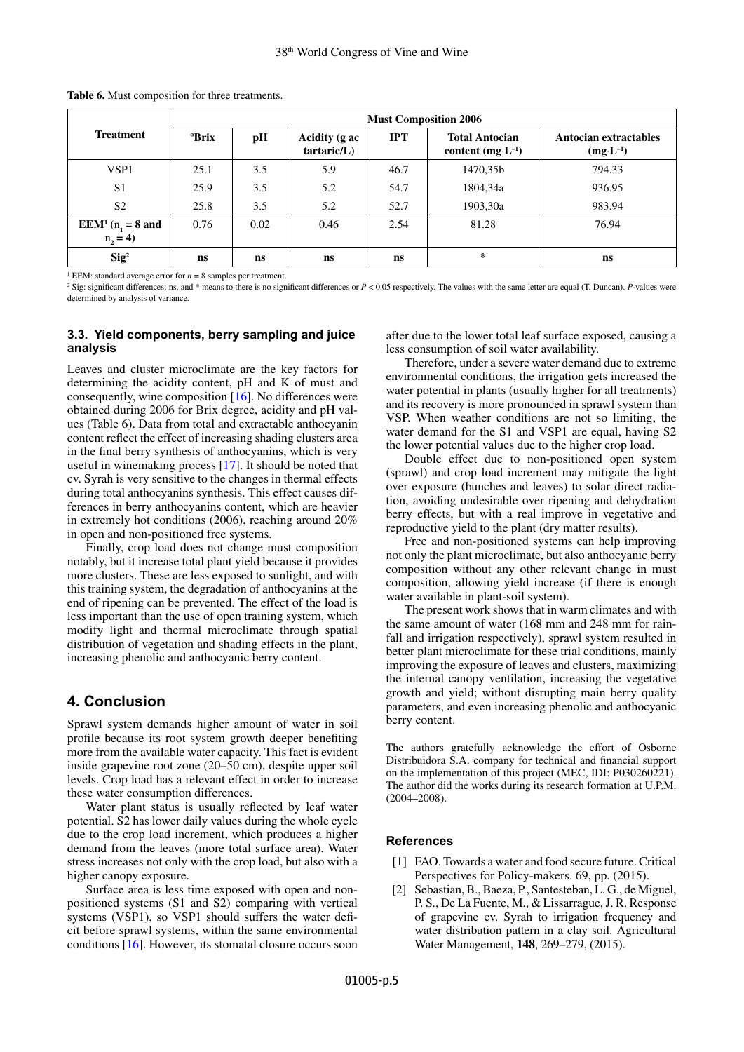**Table 6.** Must composition for three treatments.

| Treatment | Must Composition 2006 | | | | | |
|---|---|---|---|---|---|---|
| | ºBrix | pH | Acidity (g ac tartaric/L) | IPT | Total Antocian content (mg·L$^{-1}$) | Antocian extractables (mg·L$^{-1}$) |
| VSP1 | 25.1 | 3.5 | 5.9 | 46.7 | 1470,35b | 794.33 |
| S1 | 25.9 | 3.5 | 5.2 | 54.7 | 1804,34a | 936.95 |
| S2 | 25.8 | 3.5 | 5.2 | 52.7 | 1903,30a | 983.94 |
| **EEM[1] ($n_1$ = 8 and $n_2$ = 4)** | 0.76 | 0.02 | 0.46 | 2.54 | 81.28 | 76.94 |
| **Sig[2]** | **ns** | **ns** | **ns** | **ns** | * | **ns** |

[1] EEM: standard average error for $n = 8$ samples per treatment.

[2] Sig: significant differences; ns, and * means to there is no significant differences or $P < 0.05$ respectively. The values with the same letter are equal (T. Duncan). *P*-values were determined by analysis of variance.

### 3.3. Yield components, berry sampling and juice analysis

Leaves and cluster microclimate are the key factors for determining the acidity content, pH and K of must and consequently, wine composition [16]. No differences were obtained during 2006 for Brix degree, acidity and pH values (Table 6). Data from total and extractable anthocyanin content reflect the effect of increasing shading clusters area in the final berry synthesis of anthocyanins, which is very useful in winemaking process [17]. It should be noted that cv. Syrah is very sensitive to the changes in thermal effects during total anthocyanins synthesis. This effect causes differences in berry anthocyanins content, which are heavier in extremely hot conditions (2006), reaching around 20% in open and non-positioned free systems.

Finally, crop load does not change must composition notably, but it increase total plant yield because it provides more clusters. These are less exposed to sunlight, and with this training system, the degradation of anthocyanins at the end of ripening can be prevented. The effect of the load is less important than the use of open training system, which modify light and thermal microclimate through spatial distribution of vegetation and shading effects in the plant, increasing phenolic and anthocyanic berry content.

## 4. Conclusion

Sprawl system demands higher amount of water in soil profile because its root system growth deeper benefiting more from the available water capacity. This fact is evident inside grapevine root zone (20–50 cm), despite upper soil levels. Crop load has a relevant effect in order to increase these water consumption differences.

Water plant status is usually reflected by leaf water potential. S2 has lower daily values during the whole cycle due to the crop load increment, which produces a higher demand from the leaves (more total surface area). Water stress increases not only with the crop load, but also with a higher canopy exposure.

Surface area is less time exposed with open and non-positioned systems (S1 and S2) comparing with vertical systems (VSP1), so VSP1 should suffers the water deficit before sprawl systems, within the same environmental conditions [16]. However, its stomatal closure occurs soon after due to the lower total leaf surface exposed, causing a less consumption of soil water availability.

Therefore, under a severe water demand due to extreme environmental conditions, the irrigation gets increased the water potential in plants (usually higher for all treatments) and its recovery is more pronounced in sprawl system than VSP. When weather conditions are not so limiting, the water demand for the S1 and VSP1 are equal, having S2 the lower potential values due to the higher crop load.

Double effect due to non-positioned open system (sprawl) and crop load increment may mitigate the light over exposure (bunches and leaves) to solar direct radiation, avoiding undesirable over ripening and dehydration berry effects, but with a real improve in vegetative and reproductive yield to the plant (dry matter results).

Free and non-positioned systems can help improving not only the plant microclimate, but also anthocyanic berry composition without any other relevant change in must composition, allowing yield increase (if there is enough water available in plant-soil system).

The present work shows that in warm climates and with the same amount of water (168 mm and 248 mm for rainfall and irrigation respectively), sprawl system resulted in better plant microclimate for these trial conditions, mainly improving the exposure of leaves and clusters, maximizing the internal canopy ventilation, increasing the vegetative growth and yield; without disrupting main berry quality parameters, and even increasing phenolic and anthocyanic berry content.

The authors gratefully acknowledge the effort of Osborne Distribuidora S.A. company for technical and financial support on the implementation of this project (MEC, IDI: P030260221). The author did the works during its research formation at U.P.M. (2004–2008).

### References

[1] FAO. Towards a water and food secure future. Critical Perspectives for Policy-makers. 69, pp. (2015).

[2] Sebastian, B., Baeza, P., Santesteban, L. G., de Miguel, P. S., De La Fuente, M., & Lissarrague, J. R. Response of grapevine cv. Syrah to irrigation frequency and water distribution pattern in a clay soil. Agricultural Water Management, **148**, 269–279, (2015).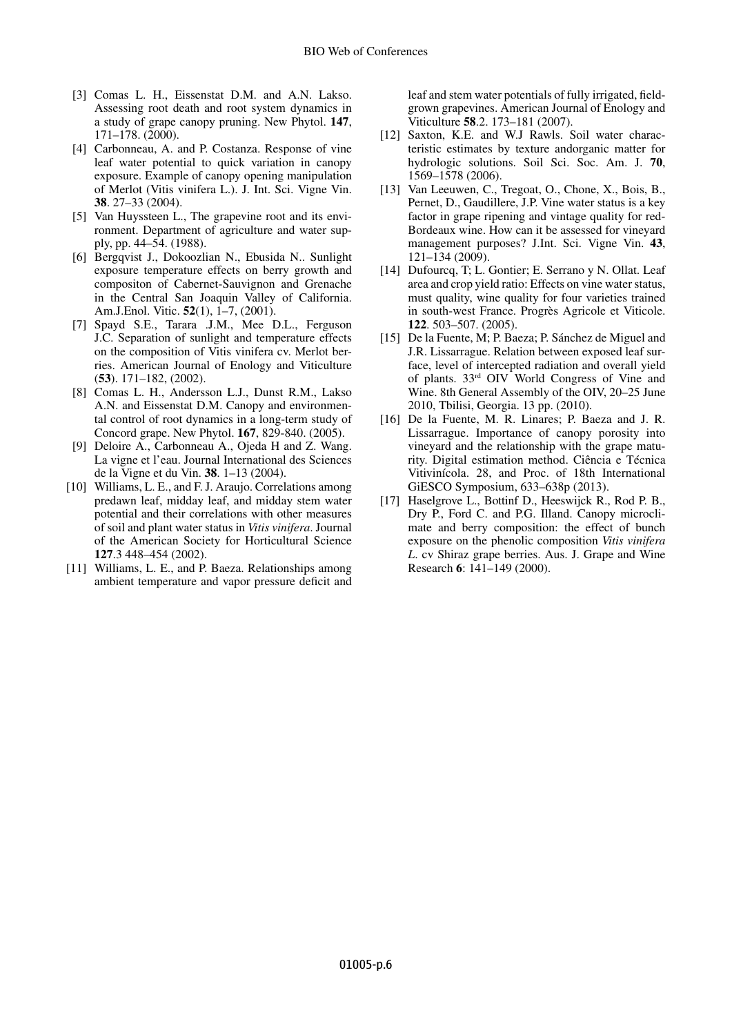[3] Comas L. H., Eissenstat D.M. and A.N. Lakso. Assessing root death and root system dynamics in a study of grape canopy pruning. New Phytol. **147**, 171–178. (2000).

[4] Carbonneau, A. and P. Costanza. Response of vine leaf water potential to quick variation in canopy exposure. Example of canopy opening manipulation of Merlot (Vitis vinifera L.). J. Int. Sci. Vigne Vin. **38**. 27–33 (2004).

[5] Van Huyssteen L., The grapevine root and its environment. Department of agriculture and water supply, pp. 44–54. (1988).

[6] Bergqvist J., Dokoozlian N., Ebusida N.. Sunlight exposure temperature effects on berry growth and compositon of Cabernet-Sauvignon and Grenache in the Central San Joaquin Valley of California. Am.J.Enol. Vitic. **52**(1), 1–7, (2001).

[7] Spayd S.E., Tarara .J.M., Mee D.L., Ferguson J.C. Separation of sunlight and temperature effects on the composition of Vitis vinifera cv. Merlot berries. American Journal of Enology and Viticulture (**53**). 171–182, (2002).

[8] Comas L. H., Andersson L.J., Dunst R.M., Lakso A.N. and Eissenstat D.M. Canopy and environmental control of root dynamics in a long-term study of Concord grape. New Phytol. **167**, 829-840. (2005).

[9] Deloire A., Carbonneau A., Ojeda H and Z. Wang. La vigne et l'eau. Journal International des Sciences de la Vigne et du Vin. **38**. 1–13 (2004).

[10] Williams, L. E., and F. J. Araujo. Correlations among predawn leaf, midday leaf, and midday stem water potential and their correlations with other measures of soil and plant water status in *Vitis vinifera*. Journal of the American Society for Horticultural Science **127**.3 448–454 (2002).

[11] Williams, L. E., and P. Baeza. Relationships among ambient temperature and vapor pressure deficit and leaf and stem water potentials of fully irrigated, field-grown grapevines. American Journal of Enology and Viticulture **58**.2. 173–181 (2007).

[12] Saxton, K.E. and W.J Rawls. Soil water characteristic estimates by texture andorganic matter for hydrologic solutions. Soil Sci. Soc. Am. J. **70**, 1569–1578 (2006).

[13] Van Leeuwen, C., Tregoat, O., Chone, X., Bois, B., Pernet, D., Gaudillere, J.P. Vine water status is a key factor in grape ripening and vintage quality for red-Bordeaux wine. How can it be assessed for vineyard management purposes? J.Int. Sci. Vigne Vin. **43**, 121–134 (2009).

[14] Dufourcq, T; L. Gontier; E. Serrano y N. Ollat. Leaf area and crop yield ratio: Effects on vine water status, must quality, wine quality for four varieties trained in south-west France. Progrès Agricole et Viticole. **122**. 503–507. (2005).

[15] De la Fuente, M; P. Baeza; P. Sánchez de Miguel and J.R. Lissarrague. Relation between exposed leaf surface, level of intercepted radiation and overall yield of plants. 33rd OIV World Congress of Vine and Wine. 8th General Assembly of the OIV, 20–25 June 2010, Tbilisi, Georgia. 13 pp. (2010).

[16] De la Fuente, M. R. Linares; P. Baeza and J. R. Lissarrague. Importance of canopy porosity into vineyard and the relationship with the grape maturity. Digital estimation method. Ciência e Técnica Vitivinícola. 28, and Proc. of 18th International GiESCO Symposium, 633–638p (2013).

[17] Haselgrove L., Bottinf D., Heeswijck R., Rod P. B., Dry P., Ford C. and P.G. Illand. Canopy microclimate and berry composition: the effect of bunch exposure on the phenolic composition *Vitis vinifera L.* cv Shiraz grape berries. Aus. J. Grape and Wine Research **6**: 141–149 (2000).